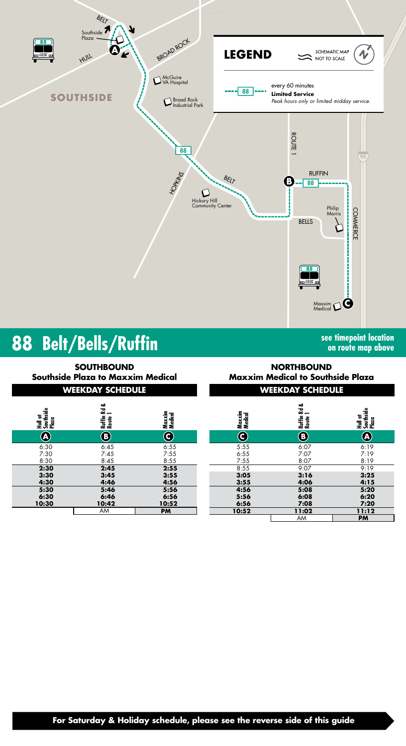SOUTHSIDE

Southside Plaza

BELT

HULL

BROAD ROCK

McGuire VA Hospital

Broad Rock Industrial Park

HOPKINS

Hickory Hill Community Center

ROUTE 1

RUFFIN

BELLS

Philip Morris

COMMERCE

Maxxim Medical

## LEGEND

SCHEMATIC MAP NOT TO SCALE

88 every 60 minutes
**Limited Service**
*Peak hours only or limited midday service.*

# 88 Belt/Bells/Ruffin

**see timepoint location on route map above**

## SOUTHBOUND
### Southside Plaza to Maxxim Medical

**WEEKDAY SCHEDULE**

| Hull at Southside Plaza (A) | Ruffin Rd & Route 1 (B) | Maxxim Medical (C) |
|---|---|---|
| 6:30 | 6:45 | 6:55 |
| 7:30 | 7:45 | 7:55 |
| 8:30 | 8:45 | 8:55 |
| **2:30** | **2:45** | **2:55** |
| **3:30** | **3:45** | **3:55** |
| **4:30** | **4:46** | **4:56** |
| **5:30** | **5:46** | **5:56** |
| **6:30** | **6:46** | **6:56** |
| **10:30** | **10:42** | **10:52** |

AM | **PM**

## NORTHBOUND
### Maxxim Medical to Southside Plaza

**WEEKDAY SCHEDULE**

| Maxxim Medical (C) | Ruffin Rd & Route 1 (B) | Hull at Southside Plaza (A) |
|---|---|---|
| 5:55 | 6:07 | 6:19 |
| 6:55 | 7:07 | 7:19 |
| 7:55 | 8:07 | 8:19 |
| 8:55 | 9:07 | 9:19 |
| **3:05** | **3:16** | **3:25** |
| **3:55** | **4:06** | **4:15** |
| **4:56** | **5:08** | **5:20** |
| **5:56** | **6:08** | **6:20** |
| **6:56** | **7:08** | **7:20** |
| **10:52** | **11:02** | **11:12** |

AM | **PM**

**For Saturday & Holiday schedule, please see the reverse side of this guide**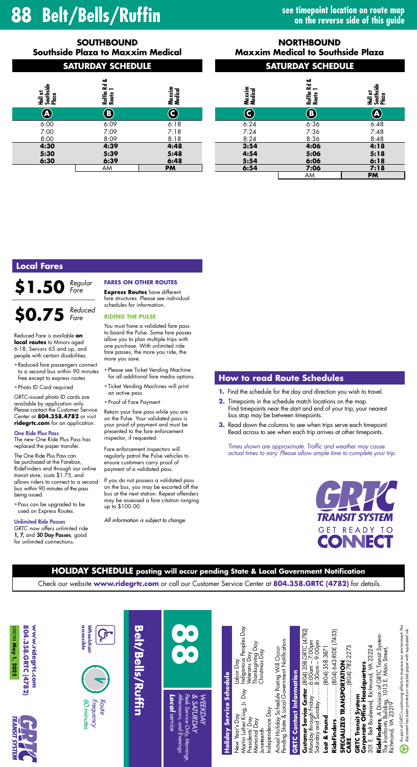# 88 Belt/Bells/Ruffin

**see timepoint location on route map on the reverse side of this guide**

## SOUTHBOUND
### Southside Plaza to Maxxim Medical

**SATURDAY SCHEDULE**

| Hull at Southside Plaza | Ruffin Rd & Route 1 | Maxxim Medical |
|---|---|---|
| **A** | **B** | **C** |
| 6:00 | 6:09 | 6:18 |
| 7:00 | 7:09 | 7:18 |
| 8:00 | 8:09 | 8:18 |
| **4:30** | **4:39** | **4:48** |
| **5:30** | **5:39** | **5:48** |
| **6:30** | **6:39** | **6:48** |
| | AM | **PM** |

## NORTHBOUND
### Maxxim Medical to Southside Plaza

**SATURDAY SCHEDULE**

| Maxxim Medical | Ruffin Rd & Route 1 | Hull at Southside Plaza |
|---|---|---|
| **C** | **B** | **A** |
| 6:24 | 6:36 | 6:48 |
| 7:24 | 7:36 | 7:48 |
| 8:24 | 8:36 | 8:48 |
| **3:54** | **4:06** | **4:18** |
| **4:54** | **5:06** | **5:18** |
| **5:54** | **6:06** | **6:18** |
| **6:54** | **7:06** | **7:18** |
| | AM | **PM** |

## Local Fares

**$1.50** *Regular Fare*

**$0.75** *Reduced Fare*

Reduced Fare is available **on local routes** to Minors aged 6-18, Seniors 65 and up, and people with certain disabilities.

- Reduced fare passengers connect to a second bus within 90 minutes free except to express routes
- Photo ID Card required

GRTC-issued photo ID cards are available by application only. Please contact the Customer Service Center at **804.358.4782** or visit **ridegrtc.com** for an application.

**One Ride Plus Pass**
The new One Ride Plus Pass has replaced the paper transfer.

The One Ride Plus Pass can be purchased at the Farebox, RideFinders and through our online transit store, costs $1.75, and allows riders to connect to a second bus within 90 minutes of the pass being issued.

- Pass can be upgraded to be used on Express Routes.

**Unlimited Ride Passes**
GRTC now offers unlimited ride **1, 7,** and **30 Day Passes**, good for unlimited connections.

**FARES ON OTHER ROUTES**

**Express Routes** have different fare structures. Please see individual schedules for information.

**RIDING THE PULSE**

You must have a validated fare pass to board the Pulse. Some fare passes allow you to plan multiple trips with one purchase. With unlimited ride fare passes, the more you ride, the more you save.

- Please see Ticket Vending Machine for all additional fare media options.
- Ticket Vending Machines will print an active pass
- Proof of Fare Payment

Retain your fare pass while you are on the Pulse. Your validated pass is your proof of payment and must be presented to the fare enforcement inspector, if requested.

Fare enforcement inspectors will regularly patrol the Pulse vehicles to ensure customers carry proof of payment of a validated pass.

If you do not possess a validated pass on the bus, you may be escorted off the bus at the next station. Repeat offenders may be assessed a fare citation ranging up to $100.00.

*All information is subject to change.*

## How to read Route Schedules

1. Find the schedule for the day and direction you wish to travel.
2. Timepoints in the schedule match locations on the map. Find timepoints near the start and end of your trip; your nearest bus stop may be between timepoints.
3. Read down the columns to see when trips serve each timepoint. Read across to see when each trip arrives at other timepoints.

*Times shown are approximate. Traffic and weather may cause actual times to vary. Please allow ample time to complete your trip.*

GRTC TRANSIT SYSTEM
GET READY TO CONNECT

**HOLIDAY SCHEDULE posting will occur pending State & Local Government Notification**

Check our website **www.ridegrtc.com** or call our Customer Service Center at **804.358.GRTC (4782)** for details.

**www.ridegrtc.com**
**804.358.GRTC (4782)**
EFFECTIVE **May 1, 2022**

*Wheelchair accessible*

*Route Frequency 60 minutes*

# Belt/Bells/Ruffin

**88**

WEEKDAY & SATURDAY
*Peak Service Only, Mornings, Afternoons, and Evenings*
**Local** *service*

### Holiday Service Schedule

| | |
|---|---|
| New Year's Day | Labor Day |
| Martin Luther King, Jr. Day | Indigenous Peoples Day |
| Presidents' Day | Veterans Day |
| Memorial Day | Thanksgiving Day |
| Juneteenth | Christmas Day |
| Independence Day | |

Actual Holiday Schedule Posting Will Occur Pending State & Local Government Notification.

### GRTC Contact Information

**Customer Service Center** .(804) 358 GRTC (4782)
Monday through Friday ..... 6:00am – 7:00pm
Saturday and Sunday ........ 8:30am – 9:00pm
**Lost & Found** ................ (804) 358.3871
**RideFinders** .................. (804) 643.RIDE (7433)
**SPECIALIZED TRANSPORTATION CARE** ........................... (804) 782.2273
**GRTC Transit System Corporate Office Headquarters**
301 E. Belt Boulevard, Richmond, VA 23224
**RideFinders**, A Division of GRTC Transit System
The Ironfronts Building, 1013 E. Main Street, Richmond, VA 23219

As part of GRTC's continuing efforts to improve our environment, this document has been printed on recycled paper with soy-based ink.